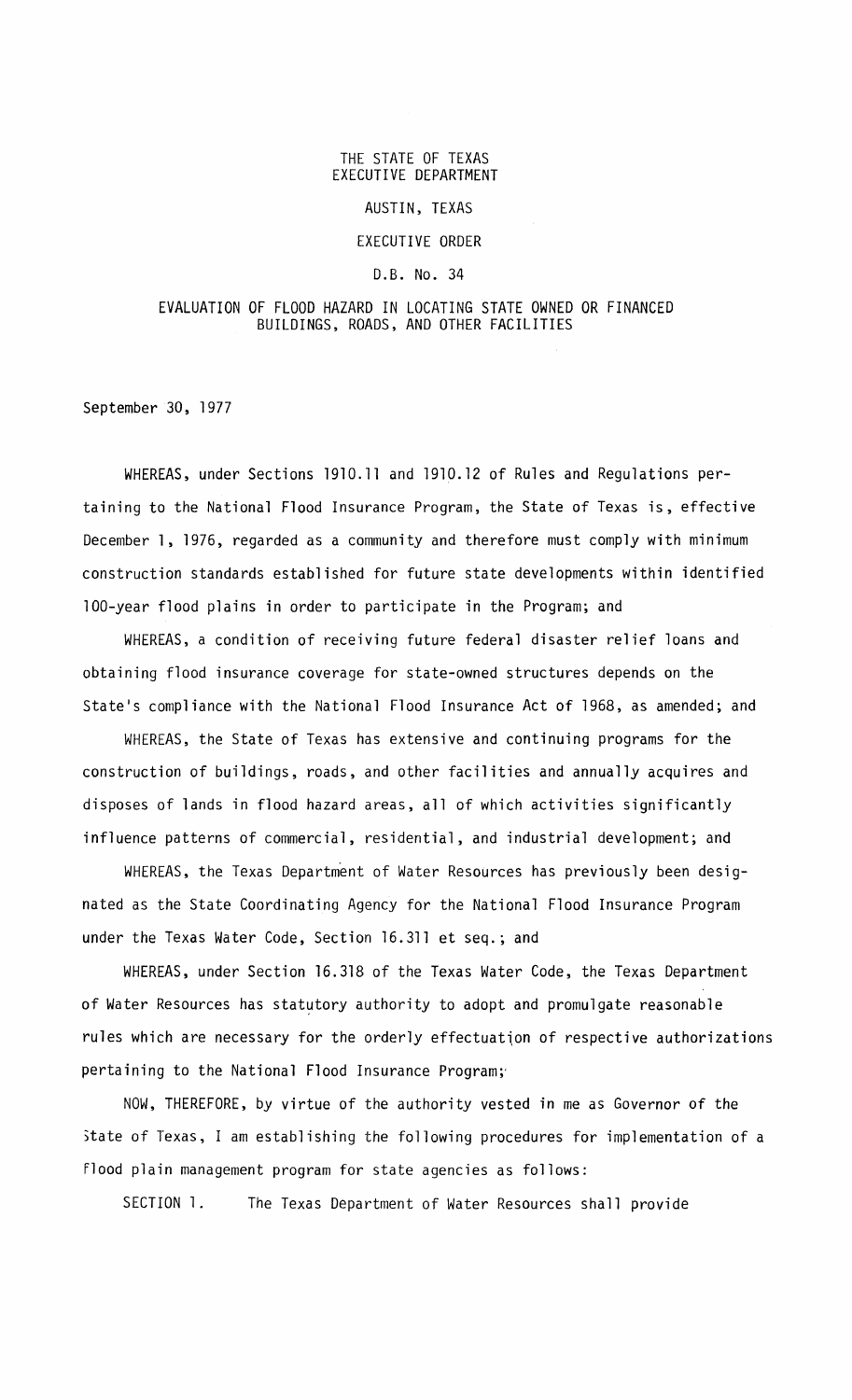THE STATE OF TEXAS
EXECUTIVE DEPARTMENT

AUSTIN, TEXAS

EXECUTIVE ORDER

D.B. No. 34

# EVALUATION OF FLOOD HAZARD IN LOCATING STATE OWNED OR FINANCED BUILDINGS, ROADS, AND OTHER FACILITIES

September 30, 1977

WHEREAS, under Sections 1910.11 and 1910.12 of Rules and Regulations pertaining to the National Flood Insurance Program, the State of Texas is, effective December 1, 1976, regarded as a community and therefore must comply with minimum construction standards established for future state developments within identified 100-year flood plains in order to participate in the Program; and

WHEREAS, a condition of receiving future federal disaster relief loans and obtaining flood insurance coverage for state-owned structures depends on the State's compliance with the National Flood Insurance Act of 1968, as amended; and

WHEREAS, the State of Texas has extensive and continuing programs for the construction of buildings, roads, and other facilities and annually acquires and disposes of lands in flood hazard areas, all of which activities significantly influence patterns of commercial, residential, and industrial development; and

WHEREAS, the Texas Department of Water Resources has previously been designated as the State Coordinating Agency for the National Flood Insurance Program under the Texas Water Code, Section 16.311 et seq.; and

WHEREAS, under Section 16.318 of the Texas Water Code, the Texas Department of Water Resources has statutory authority to adopt and promulgate reasonable rules which are necessary for the orderly effectuation of respective authorizations pertaining to the National Flood Insurance Program;

NOW, THEREFORE, by virtue of the authority vested in me as Governor of the State of Texas, I am establishing the following procedures for implementation of a flood plain management program for state agencies as follows:

SECTION 1. The Texas Department of Water Resources shall provide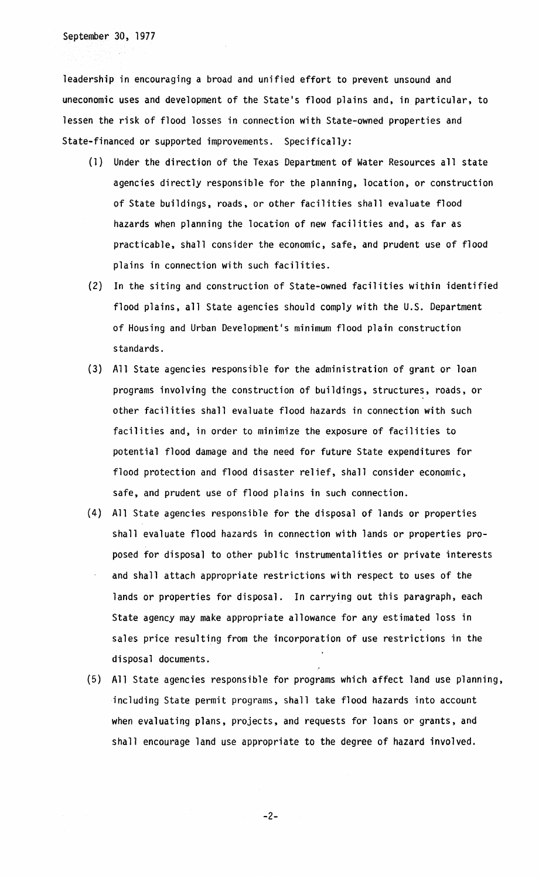leadership in encouraging a broad and unified effort to prevent unsound and uneconomic uses and development of the State's flood plains and, in particular, to lessen the risk of flood losses in connection with State-owned properties and State-financed or supported improvements. Specifically:

(1) Under the direction of the Texas Department of Water Resources all state agencies directly responsible for the planning, location, or construction of State buildings, roads, or other facilities shall evaluate flood hazards when planning the location of new facilities and, as far as practicable, shall consider the economic, safe, and prudent use of flood plains in connection with such facilities.

(2) In the siting and construction of State-owned facilities within identified flood plains, all State agencies should comply with the U.S. Department of Housing and Urban Development's minimum flood plain construction standards.

(3) All State agencies responsible for the administration of grant or loan programs involving the construction of buildings, structures, roads, or other facilities shall evaluate flood hazards in connection with such facilities and, in order to minimize the exposure of facilities to potential flood damage and the need for future State expenditures for flood protection and flood disaster relief, shall consider economic, safe, and prudent use of flood plains in such connection.

(4) All State agencies responsible for the disposal of lands or properties shall evaluate flood hazards in connection with lands or properties proposed for disposal to other public instrumentalities or private interests and shall attach appropriate restrictions with respect to uses of the lands or properties for disposal. In carrying out this paragraph, each State agency may make appropriate allowance for any estimated loss in sales price resulting from the incorporation of use restrictions in the disposal documents.

(5) All State agencies responsible for programs which affect land use planning, including State permit programs, shall take flood hazards into account when evaluating plans, projects, and requests for loans or grants, and shall encourage land use appropriate to the degree of hazard involved.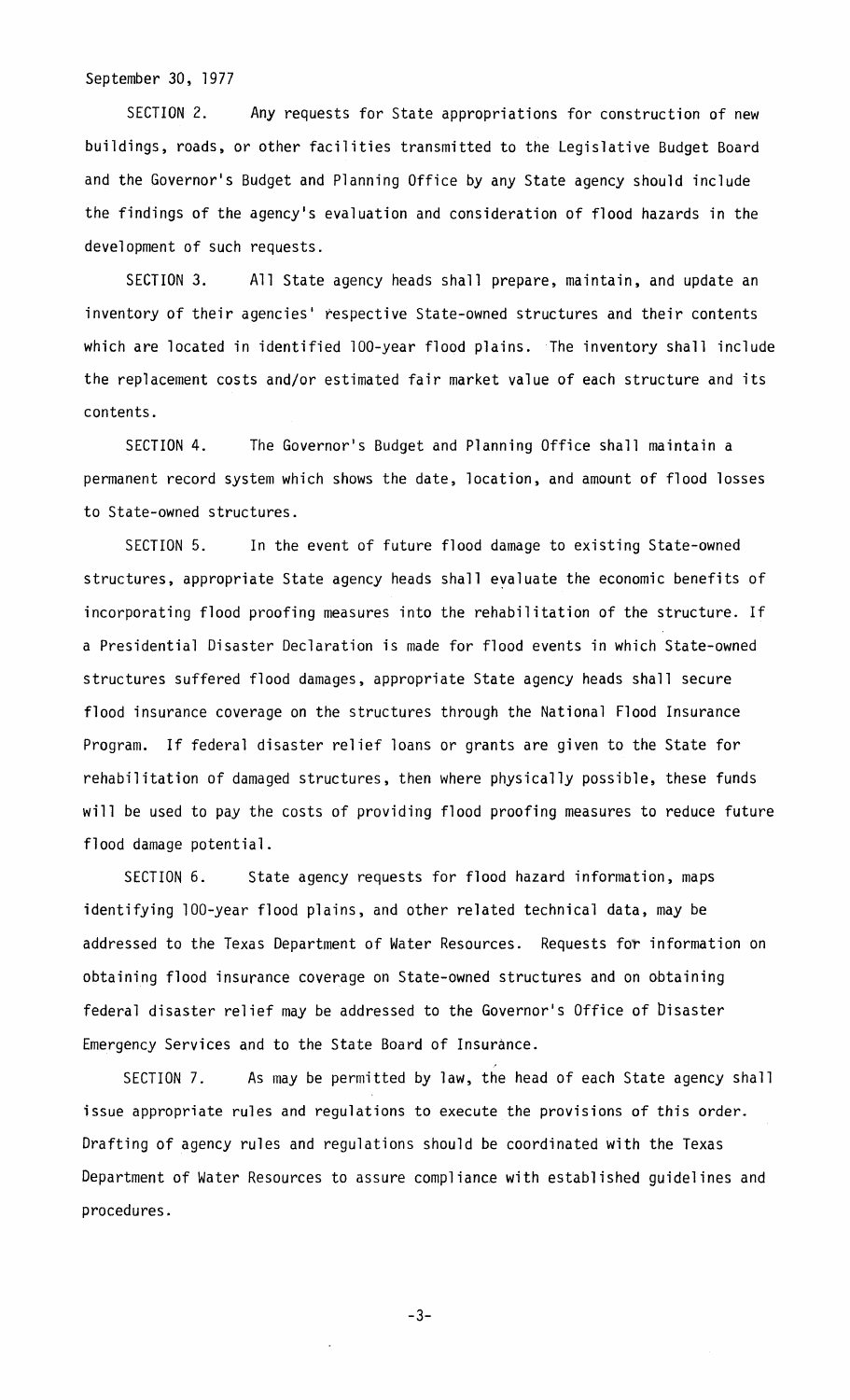September 30, 1977

SECTION 2. Any requests for State appropriations for construction of new buildings, roads, or other facilities transmitted to the Legislative Budget Board and the Governor's Budget and Planning Office by any State agency should include the findings of the agency's evaluation and consideration of flood hazards in the development of such requests.

SECTION 3. All State agency heads shall prepare, maintain, and update an inventory of their agencies' respective State-owned structures and their contents which are located in identified 100-year flood plains. The inventory shall include the replacement costs and/or estimated fair market value of each structure and its contents.

SECTION 4. The Governor's Budget and Planning Office shall maintain a permanent record system which shows the date, location, and amount of flood losses to State-owned structures.

SECTION 5. In the event of future flood damage to existing State-owned structures, appropriate State agency heads shall evaluate the economic benefits of incorporating flood proofing measures into the rehabilitation of the structure. If a Presidential Disaster Declaration is made for flood events in which State-owned structures suffered flood damages, appropriate State agency heads shall secure flood insurance coverage on the structures through the National Flood Insurance Program. If federal disaster relief loans or grants are given to the State for rehabilitation of damaged structures, then where physically possible, these funds will be used to pay the costs of providing flood proofing measures to reduce future flood damage potential.

SECTION 6. State agency requests for flood hazard information, maps identifying 100-year flood plains, and other related technical data, may be addressed to the Texas Department of Water Resources. Requests for information on obtaining flood insurance coverage on State-owned structures and on obtaining federal disaster relief may be addressed to the Governor's Office of Disaster Emergency Services and to the State Board of Insurance.

SECTION 7. As may be permitted by law, the head of each State agency shall issue appropriate rules and regulations to execute the provisions of this order. Drafting of agency rules and regulations should be coordinated with the Texas Department of Water Resources to assure compliance with established guidelines and procedures.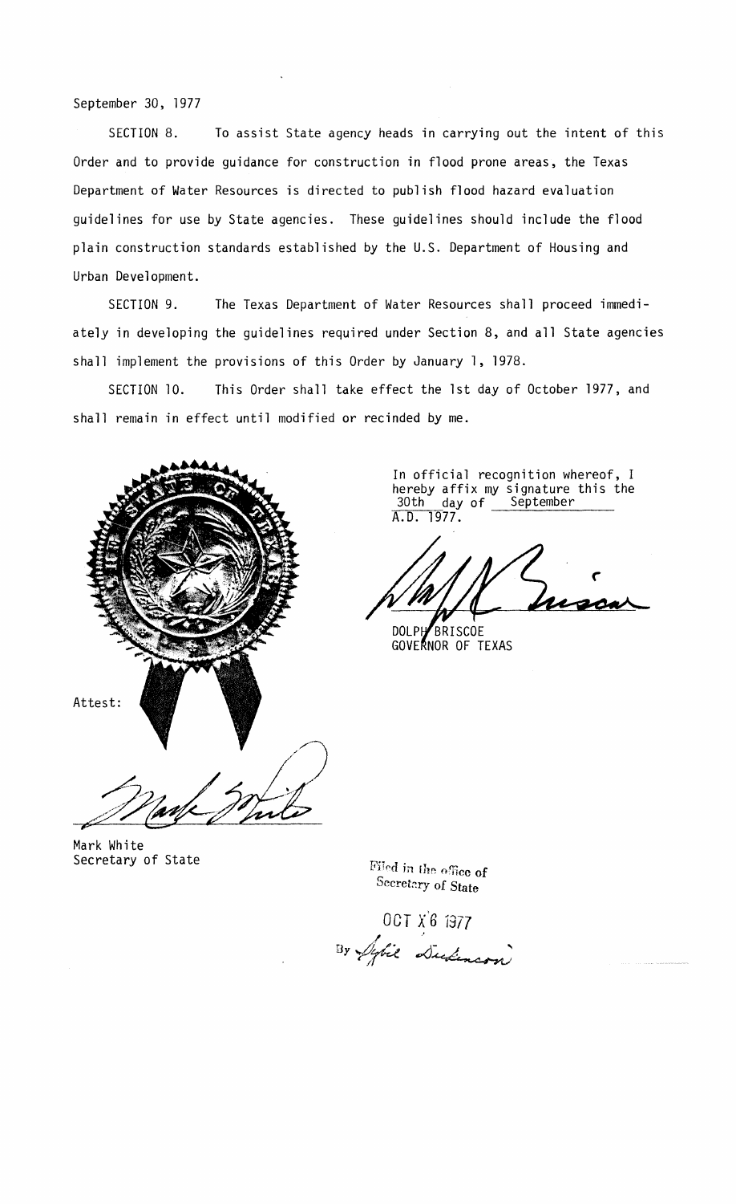September 30, 1977

SECTION 8. To assist State agency heads in carrying out the intent of this Order and to provide guidance for construction in flood prone areas, the Texas Department of Water Resources is directed to publish flood hazard evaluation guidelines for use by State agencies. These guidelines should include the flood plain construction standards established by the U.S. Department of Housing and Urban Development.

SECTION 9. The Texas Department of Water Resources shall proceed immediately in developing the guidelines required under Section 8, and all State agencies shall implement the provisions of this Order by January 1, 1978.

SECTION 10. This Order shall take effect the 1st day of October 1977, and shall remain in effect until modified or recinded by me.

In official recognition whereof, I hereby affix my signature this the 30th day of September A.D. 1977.

DOLPH BRISCOE
GOVERNOR OF TEXAS

Attest:

Mark White
Secretary of State

Filed in the office of
Secretary of State

OCT X 6 1977

By Sybil Dickinson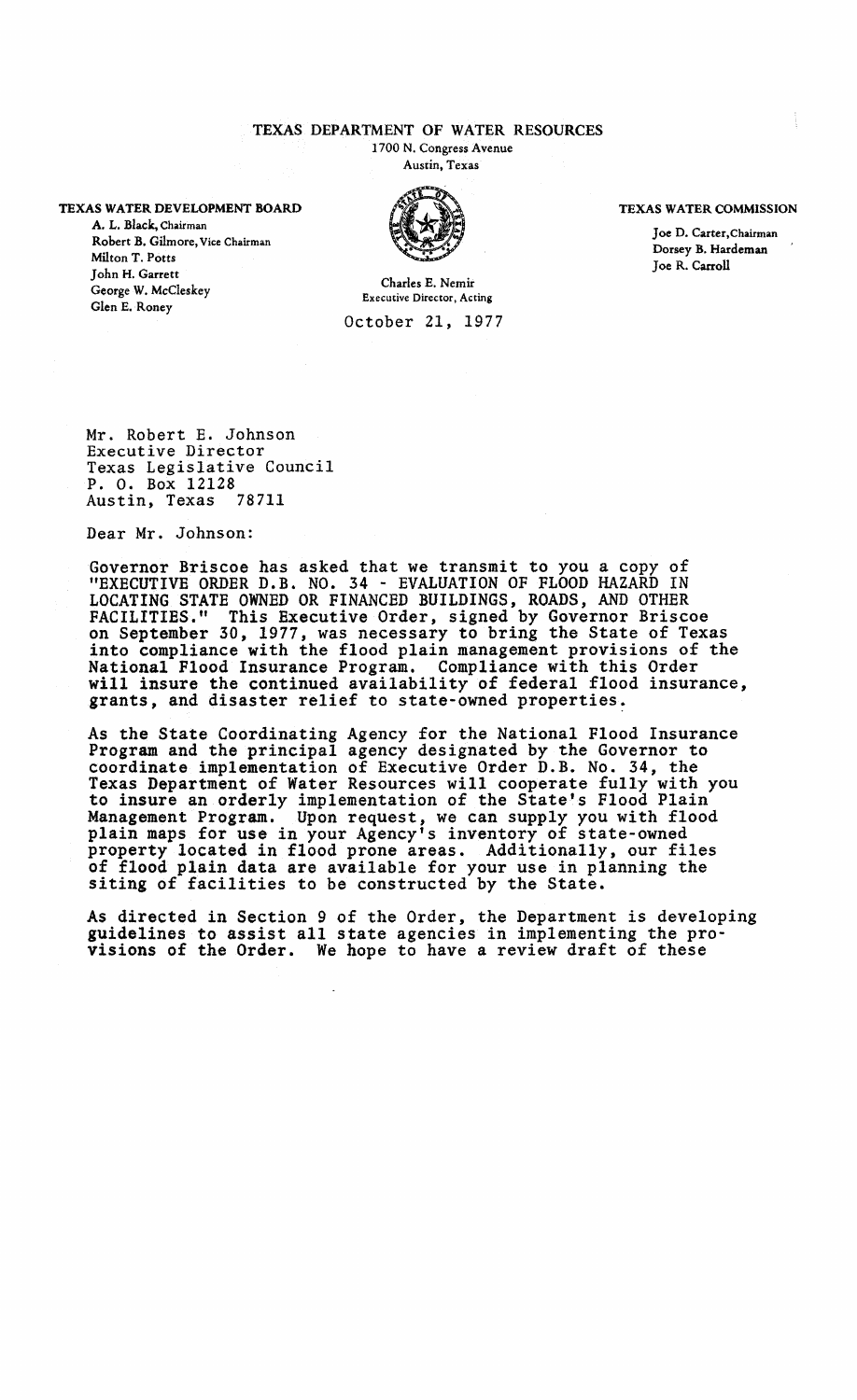TEXAS DEPARTMENT OF WATER RESOURCES

1700 N. Congress Avenue
Austin, Texas

**TEXAS WATER DEVELOPMENT BOARD**

A. L. Black, Chairman
Robert B. Gilmore, Vice Chairman
Milton T. Potts
John H. Garrett
George W. McCleskey
Glen E. Roney

Charles E. Nemir
Executive Director, Acting

**TEXAS WATER COMMISSION**

Joe D. Carter, Chairman
Dorsey B. Hardeman
Joe R. Carroll

October 21, 1977

Mr. Robert E. Johnson
Executive Director
Texas Legislative Council
P. O. Box 12128
Austin, Texas 78711

Dear Mr. Johnson:

Governor Briscoe has asked that we transmit to you a copy of "EXECUTIVE ORDER D.B. NO. 34 - EVALUATION OF FLOOD HAZARD IN LOCATING STATE OWNED OR FINANCED BUILDINGS, ROADS, AND OTHER FACILITIES." This Executive Order, signed by Governor Briscoe on September 30, 1977, was necessary to bring the State of Texas into compliance with the flood plain management provisions of the National Flood Insurance Program. Compliance with this Order will insure the continued availability of federal flood insurance, grants, and disaster relief to state-owned properties.

As the State Coordinating Agency for the National Flood Insurance Program and the principal agency designated by the Governor to coordinate implementation of Executive Order D.B. No. 34, the Texas Department of Water Resources will cooperate fully with you to insure an orderly implementation of the State's Flood Plain Management Program. Upon request, we can supply you with flood plain maps for use in your Agency's inventory of state-owned property located in flood prone areas. Additionally, our files of flood plain data are available for your use in planning the siting of facilities to be constructed by the State.

As directed in Section 9 of the Order, the Department is developing guidelines to assist all state agencies in implementing the provisions of the Order. We hope to have a review draft of these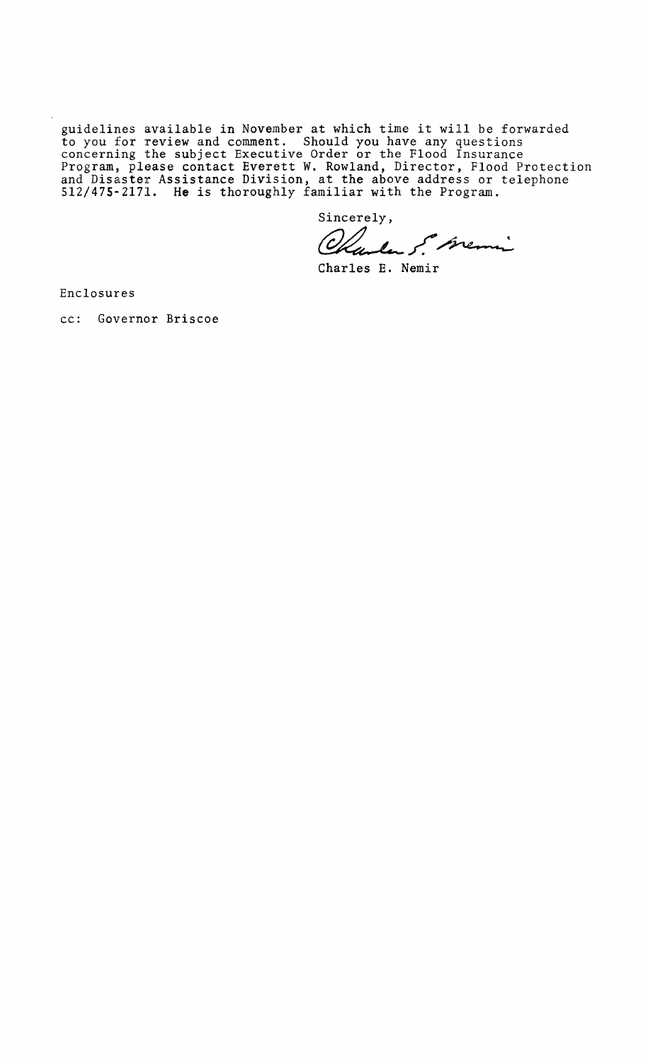guidelines available in November at which time it will be forwarded to you for review and comment. Should you have any questions concerning the subject Executive Order or the Flood Insurance Program, please contact Everett W. Rowland, Director, Flood Protection and Disaster Assistance Division, at the above address or telephone 512/475-2171. He is thoroughly familiar with the Program.

Sincerely,

Charles E. Nemir

Enclosures

cc: Governor Briscoe